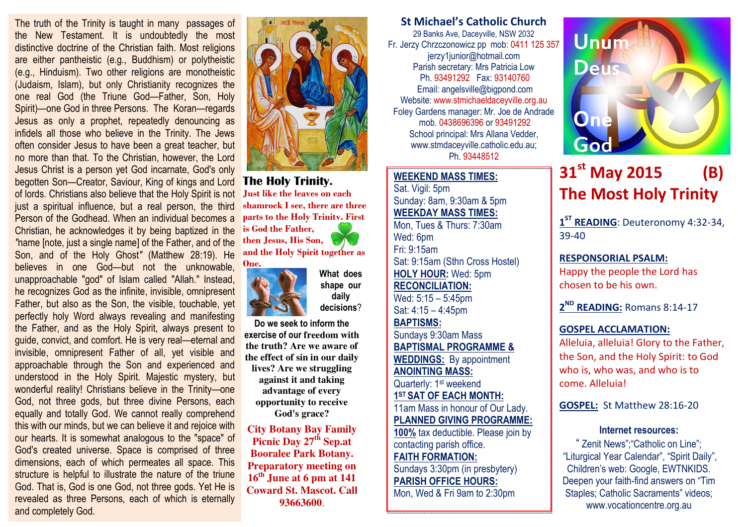The truth of the Trinity is taught in many passages of the New Testament. It is undoubtedly the most distinctive doctrine of the Christian faith. Most religions are either pantheistic (e.g., Hinduism) or polytheistic (e.g., Hinduism). Two other religions are monotheistic (Judaism, Islam), but only Christianity recognizes the one real God (the Triune God—Father, Son, Holy Spirit)—one God in three Persons. The Koran—regards Jesus as only a prophet, repeatedly denouncing as infidels all those who believe in the Trinity. The Jews often consider Jesus to have been a great teacher, but no more than that. To the Christian, however, the Lord Jesus Christ is a person yet God incarnate, God's only begotten Son—Creator, Saviour, King of kings and Lord of lords. Christians also believe that the Holy Spirit is not just a spiritual influence, but a real person, the third Person of the Godhead. When an individual becomes a Christian, he acknowledges it by being baptized in the "name [note, just a single name] of the Father, and of the Son, and of the Holy Ghost" (Matthew 28:19). He believes in one God—but not the unknowable, unapproachable "god" of Islam called "Allah." Instead, he recognizes God as the infinite, invisible, omnipresent Father, but also as the Son, the visible, touchable, yet perfectly holy Word always revealing and manifesting the Father, and as the Holy Spirit, always present to guide, convict, and comfort. He is very real—eternal and invisible, omnipresent Father of all, yet visible and approachable through the Son and experienced and understood in the Holy Spirit. Majestic mystery, but wonderful reality! Christians believe in the Trinity—one God, not three gods, but three divine Persons, each equally and totally God. We cannot really comprehend this with our minds, but we can believe it and rejoice with our hearts. It is somewhat analogous to the "space" of God's created universe. Space is comprised of three dimensions, each of which permeates all space. This structure is helpful to illustrate the nature of the triune God. That is, God is one God, not three gods. Yet He is revealed as three Persons, each of which is eternally and completely God.

**The Holy Trinity.**

**Just like the leaves on each shamrock I see, there are three parts to the Holy Trinity. First is God the Father, then Jesus, His Son, and the Holy Spirit together as One.**

**What does shape our daily decisions?**

**Do we seek to inform the exercise of our freedom with the truth? Are we aware of the effect of sin in our daily lives? Are we struggling against it and taking advantage of every opportunity to receive God's grace?**

**City Botany Bay Family Picnic Day 27th Sep.at Booralee Park Botany. Preparatory meeting on 16th June at 6 pm at 141 Coward St. Mascot. Call 93663600.**

## St Michael's Catholic Church

29 Banks Ave, Daceyville, NSW 2032
Fr. Jerzy Chrzczonowicz pp mob: 0411 125 357
jerzy1junior@hotmail.com
Parish secretary: Mrs Patricia Low
Ph. 93491292 Fax: 93140760
Email: angelsville@bigpond.com
Website: www.stmichaeldaceyville.org.au
Foley Gardens manager: Mr. Joe de Andrade
mob. 0438696396 or 93491292
School principal: Mrs Allana Vedder,
www.stmdaceyville.catholic.edu.au;
Ph. 93448512

**WEEKEND MASS TIMES:**
Sat. Vigil: 5pm
Sunday: 8am, 9:30am & 5pm

**WEEKDAY MASS TIMES:**
Mon, Tues & Thurs: 7:30am
Wed: 6pm
Fri: 9:15am
Sat: 9:15am (Sthn Cross Hostel)

**HOLY HOUR:** Wed: 5pm

**RECONCILIATION:**
Wed: 5:15 – 5:45pm
Sat: 4:15 – 4:45pm

**BAPTISMS:**
Sundays 9:30am Mass

**BAPTISMAL PROGRAMME & WEDDINGS:** By appointment

**ANOINTING MASS:**
Quarterly: 1st weekend

**1ST SAT OF EACH MONTH:**
11am Mass in honour of Our Lady.

**PLANNED GIVING PROGRAMME:**
**100%** tax deductible. Please join by contacting parish office.

**FAITH FORMATION:**
Sundays 3:30pm (in presbytery)

**PARISH OFFICE HOURS:**
Mon, Wed & Fri 9am to 2:30pm

Unum Deus
One God

# 31st May 2015 (B)
# The Most Holy Trinity

**1ST READING**: Deuteronomy 4:32-34, 39-40

**RESPONSORIAL PSALM:**
Happy the people the Lord has chosen to be his own.

**2ND READING:** Romans 8:14-17

**GOSPEL ACCLAMATION:**
Alleluia, alleluia! Glory to the Father, the Son, and the Holy Spirit: to God who is, who was, and who is to come. Alleluia!

**GOSPEL:** St Matthew 28:16-20

**Internet resources:**

" Zenit News";"Catholic on Line"; "Liturgical Year Calendar", "Spirit Daily", Children's web: Google, EWTNKIDS. Deepen your faith-find answers on "Tim Staples; Catholic Sacraments" videos; www.vocationcentre.org.au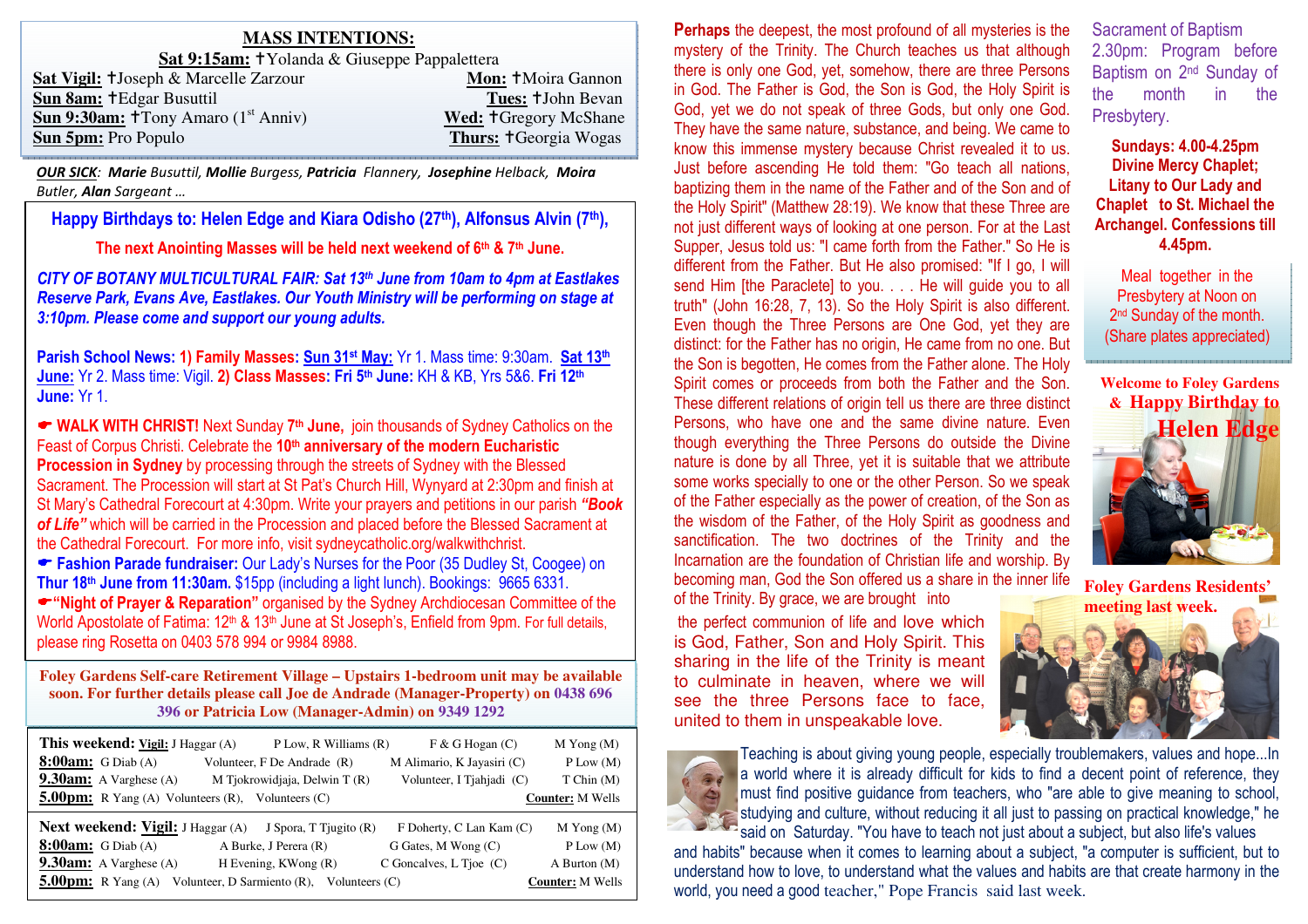## MASS INTENTIONS:

**Sat 9:15am:** †Yolanda & Giuseppe Pappalettera

| | |
|---|---|
| **Sat Vigil:** †Joseph & Marcelle Zarzour | **Mon:** †Moira Gannon |
| **Sun 8am:** †Edgar Busuttil | **Tues:** †John Bevan |
| **Sun 9:30am:** †Tony Amaro (1st Anniv) | **Wed:** †Gregory McShane |
| **Sun 5pm:** Pro Populo | **Thurs:** †Georgia Wogas |

***OUR SICK**: **Marie** Busuttil, **Mollie** Burgess, **Patricia** Flannery, **Josephine** Helback, **Moira** Butler, **Alan** Sargeant …*

**Happy Birthdays to: Helen Edge and Kiara Odisho (27th), Alfonsus Alvin (7th),**

**The next Anointing Masses will be held next weekend of 6th & 7th June.**

***CITY OF BOTANY MULTICULTURAL FAIR: Sat 13th June from 10am to 4pm at Eastlakes Reserve Park, Evans Ave, Eastlakes. Our Youth Ministry will be performing on stage at 3:10pm. Please come and support our young adults.***

**Parish School News: 1) Family Masses: Sun 31st May:** Yr 1. Mass time: 9:30am. **Sat 13th June:** Yr 2. Mass time: Vigil. **2) Class Masses: Fri 5th June:** KH & KB, Yrs 5&6. **Fri 12th June:** Yr 1.

☛ **WALK WITH CHRIST!** Next Sunday **7th June,** join thousands of Sydney Catholics on the Feast of Corpus Christi. Celebrate the **10th anniversary of the modern Eucharistic Procession in Sydney** by processing through the streets of Sydney with the Blessed Sacrament. The Procession will start at St Pat's Church Hill, Wynyard at 2:30pm and finish at St Mary's Cathedral Forecourt at 4:30pm. Write your prayers and petitions in our parish ***"Book of Life"*** which will be carried in the Procession and placed before the Blessed Sacrament at the Cathedral Forecourt. For more info, visit sydneycatholic.org/walkwithchrist.

☛ **Fashion Parade fundraiser:** Our Lady's Nurses for the Poor (35 Dudley St, Coogee) on **Thur 18th June from 11:30am.** $15pp (including a light lunch). Bookings: 9665 6331.

☛**"Night of Prayer & Reparation"** organised by the Sydney Archdiocesan Committee of the World Apostolate of Fatima: 12th & 13th June at St Joseph's, Enfield from 9pm. For full details, please ring Rosetta on 0403 578 994 or 9984 8988.

**Foley Gardens Self-care Retirement Village – Upstairs 1-bedroom unit may be available soon. For further details please call Joe de Andrade (Manager-Property) on 0438 696 396 or Patricia Low (Manager-Admin) on 9349 1292**

| | | | | |
|---|---|---|---|---|
| **This weekend: Vigil:** J Haggar (A) | P Low, R Williams (R) | F & G Hogan (C) | M Yong (M) | |
| **8:00am:** G Diab (A) | Volunteer, F De Andrade (R) | M Alimario, K Jayasiri (C) | P Low (M) | |
| **9.30am:** A Varghese (A) | M Tjokrowidjaja, Delwin T (R) | Volunteer, I Tjahjadi (C) | T Chin (M) | |
| **5.00pm:** R Yang (A) | Volunteers (R) | Volunteers (C) | | **Counter:** M Wells |

| | | | | |
|---|---|---|---|---|
| **Next weekend: Vigil:** J Haggar (A) | J Spora, T Tjugito (R) | F Doherty, C Lan Kam (C) | M Yong (M) | |
| **8:00am:** G Diab (A) | A Burke, J Perera (R) | G Gates, M Wong (C) | P Low (M) | |
| **9.30am:** A Varghese (A) | H Evening, KWong (R) | C Goncalves, L Tjoe (C) | A Burton (M) | |
| **5.00pm:** R Yang (A) | Volunteer, D Sarmiento (R) | Volunteers (C) | | **Counter:** M Wells |

**Perhaps** the deepest, the most profound of all mysteries is the mystery of the Trinity. The Church teaches us that although there is only one God, yet, somehow, there are three Persons in God. The Father is God, the Son is God, the Holy Spirit is God, yet we do not speak of three Gods, but only one God. They have the same nature, substance, and being. We came to know this immense mystery because Christ revealed it to us. Just before ascending He told them: "Go teach all nations, baptizing them in the name of the Father and of the Son and of the Holy Spirit" (Matthew 28:19). We know that these Three are not just different ways of looking at one person. For at the Last Supper, Jesus told us: "I came forth from the Father." So He is different from the Father. But He also promised: "If I go, I will send Him [the Paraclete] to you. . . . He will guide you to all truth" (John 16:28, 7, 13). So the Holy Spirit is also different. Even though the Three Persons are One God, yet they are distinct: for the Father has no origin, He came from no one. But the Son is begotten, He comes from the Father alone. The Holy Spirit comes or proceeds from both the Father and the Son. These different relations of origin tell us there are three distinct Persons, who have one and the same divine nature. Even though everything the Three Persons do outside the Divine nature is done by all Three, yet it is suitable that we attribute some works specially to one or the other Person. So we speak of the Father especially as the power of creation, of the Son as the wisdom of the Father, of the Holy Spirit as goodness and sanctification. The two doctrines of the Trinity and the Incarnation are the foundation of Christian life and worship. By becoming man, God the Son offered us a share in the inner life of the Trinity. By grace, we are brought into the perfect communion of life and love which is God, Father, Son and Holy Spirit. This sharing in the life of the Trinity is meant to culminate in heaven, where we will see the three Persons face to face, united to them in unspeakable love.

Sacrament of Baptism 2.30pm: Program before Baptism on 2nd Sunday of the month in the Presbytery.

**Sundays: 4.00-4.25pm Divine Mercy Chaplet; Litany to Our Lady and Chaplet to St. Michael the Archangel. Confessions till 4.45pm.**

Meal together in the Presbytery at Noon on 2nd Sunday of the month. (Share plates appreciated)

**Welcome to Foley Gardens & Happy Birthday to Helen Edge**

**Foley Gardens Residents' meeting last week.**

Teaching is about giving young people, especially troublemakers, values and hope...In a world where it is already difficult for kids to find a decent point of reference, they must find positive guidance from teachers, who "are able to give meaning to school, studying and culture, without reducing it all just to passing on practical knowledge," he said on Saturday. "You have to teach not just about a subject, but also life's values and habits" because when it comes to learning about a subject, "a computer is sufficient, but to understand how to love, to understand what the values and habits are that create harmony in the world, you need a good teacher," Pope Francis said last week.